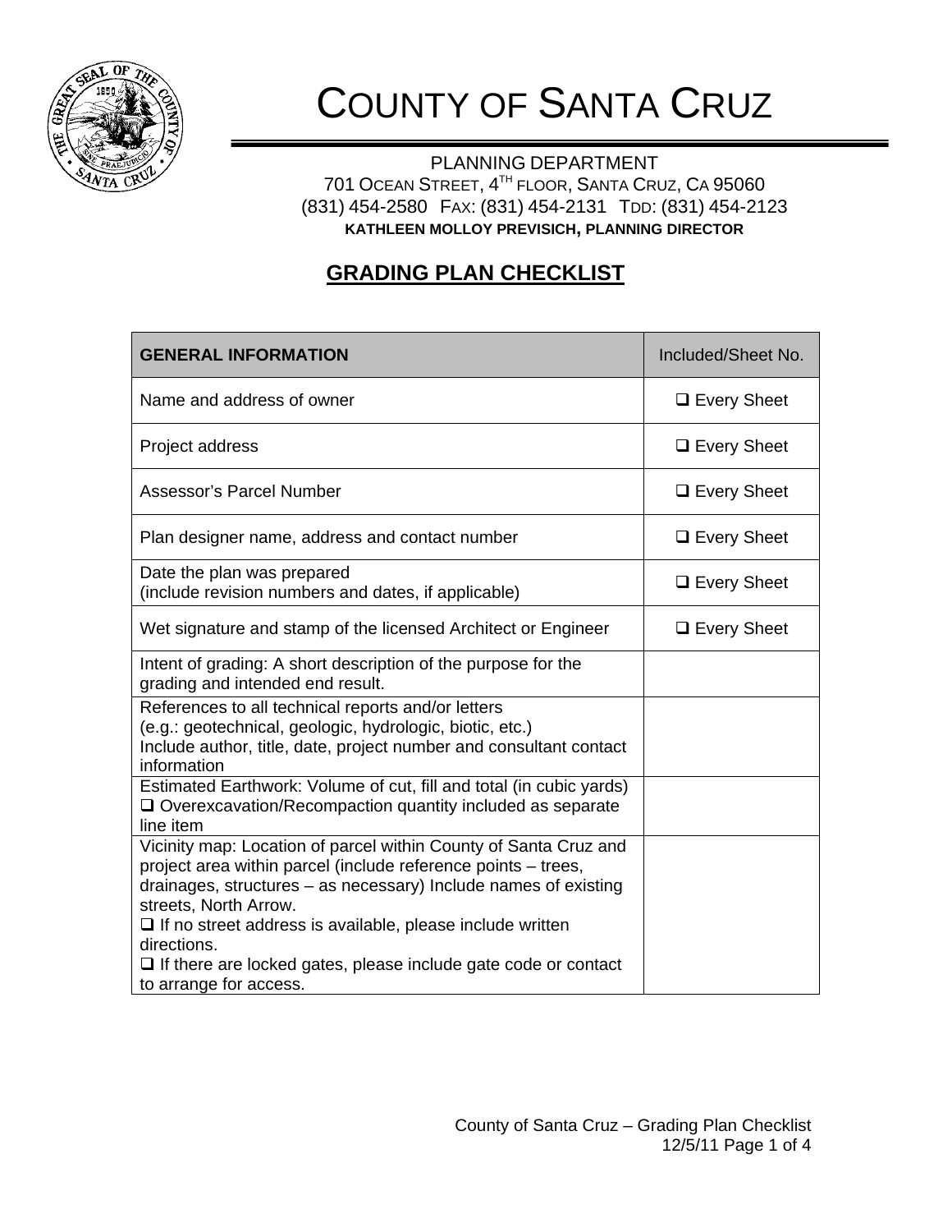# COUNTY OF SANTA CRUZ

PLANNING DEPARTMENT
701 OCEAN STREET, 4TH FLOOR, SANTA CRUZ, CA 95060
(831) 454-2580 FAX: (831) 454-2131 TDD: (831) 454-2123
**KATHLEEN MOLLOY PREVISICH, PLANNING DIRECTOR**

## GRADING PLAN CHECKLIST

| **GENERAL INFORMATION** | Included/Sheet No. |
|---|---|
| Name and address of owner | ❑ Every Sheet |
| Project address | ❑ Every Sheet |
| Assessor's Parcel Number | ❑ Every Sheet |
| Plan designer name, address and contact number | ❑ Every Sheet |
| Date the plan was prepared<br>(include revision numbers and dates, if applicable) | ❑ Every Sheet |
| Wet signature and stamp of the licensed Architect or Engineer | ❑ Every Sheet |
| Intent of grading: A short description of the purpose for the grading and intended end result. | |
| References to all technical reports and/or letters<br>(e.g.: geotechnical, geologic, hydrologic, biotic, etc.)<br>Include author, title, date, project number and consultant contact information | |
| Estimated Earthwork: Volume of cut, fill and total (in cubic yards)<br>❑ Overexcavation/Recompaction quantity included as separate line item | |
| Vicinity map: Location of parcel within County of Santa Cruz and project area within parcel (include reference points – trees, drainages, structures – as necessary) Include names of existing streets, North Arrow.<br>❑ If no street address is available, please include written directions.<br>❑ If there are locked gates, please include gate code or contact to arrange for access. | |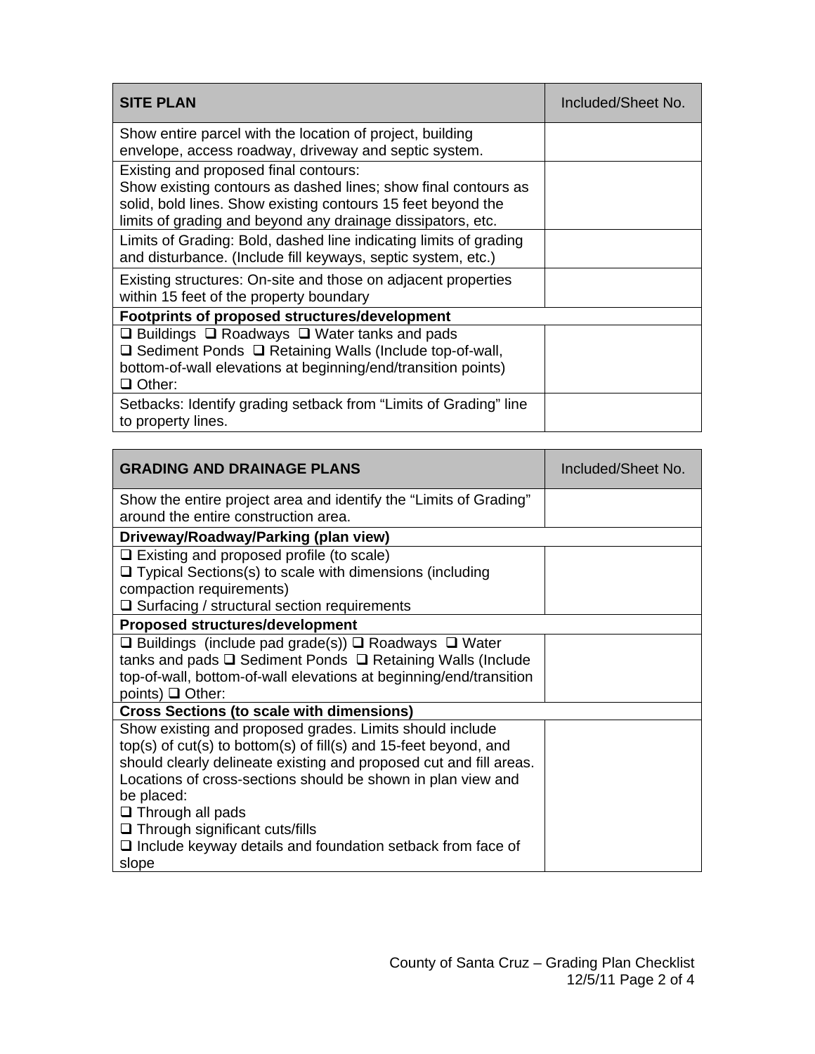| SITE PLAN | Included/Sheet No. |
| --- | --- |
| Show entire parcel with the location of project, building envelope, access roadway, driveway and septic system. | |
| Existing and proposed final contours: Show existing contours as dashed lines; show final contours as solid, bold lines. Show existing contours 15 feet beyond the limits of grading and beyond any drainage dissipators, etc. | |
| Limits of Grading: Bold, dashed line indicating limits of grading and disturbance. (Include fill keyways, septic system, etc.) | |
| Existing structures: On-site and those on adjacent properties within 15 feet of the property boundary | |
| **Footprints of proposed structures/development** | |
| ❑ Buildings ❑ Roadways ❑ Water tanks and pads ❑ Sediment Ponds ❑ Retaining Walls (Include top-of-wall, bottom-of-wall elevations at beginning/end/transition points) ❑ Other: | |
| Setbacks: Identify grading setback from “Limits of Grading” line to property lines. | |

| GRADING AND DRAINAGE PLANS | Included/Sheet No. |
| --- | --- |
| Show the entire project area and identify the “Limits of Grading” around the entire construction area. | |
| **Driveway/Roadway/Parking (plan view)** | |
| ❑ Existing and proposed profile (to scale) ❑ Typical Sections(s) to scale with dimensions (including compaction requirements) ❑ Surfacing / structural section requirements | |
| **Proposed structures/development** | |
| ❑ Buildings (include pad grade(s)) ❑ Roadways ❑ Water tanks and pads ❑ Sediment Ponds ❑ Retaining Walls (Include top-of-wall, bottom-of-wall elevations at beginning/end/transition points) ❑ Other: | |
| **Cross Sections (to scale with dimensions)** | |
| Show existing and proposed grades. Limits should include top(s) of cut(s) to bottom(s) of fill(s) and 15-feet beyond, and should clearly delineate existing and proposed cut and fill areas. Locations of cross-sections should be shown in plan view and be placed: ❑ Through all pads ❑ Through significant cuts/fills ❑ Include keyway details and foundation setback from face of slope | |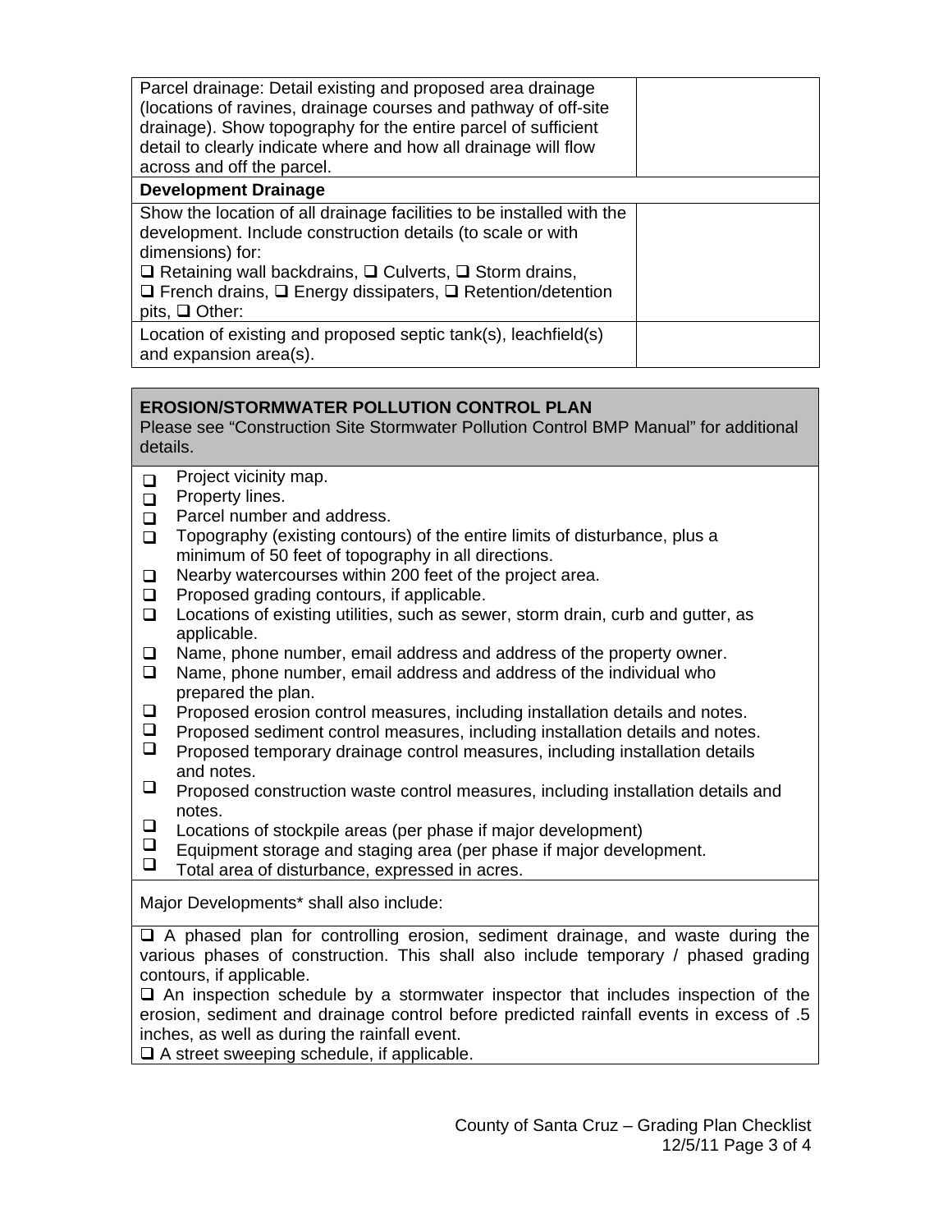| | |
|---|---|
| Parcel drainage: Detail existing and proposed area drainage (locations of ravines, drainage courses and pathway of off-site drainage). Show topography for the entire parcel of sufficient detail to clearly indicate where and how all drainage will flow across and off the parcel. | |
| **Development Drainage** | |
| Show the location of all drainage facilities to be installed with the development. Include construction details (to scale or with dimensions) for: ❑ Retaining wall backdrains, ❑ Culverts, ❑ Storm drains, ❑ French drains, ❑ Energy dissipaters, ❑ Retention/detention pits, ❑ Other: | |
| Location of existing and proposed septic tank(s), leachfield(s) and expansion area(s). | |

**EROSION/STORMWATER POLLUTION CONTROL PLAN**

Please see "Construction Site Stormwater Pollution Control BMP Manual" for additional details.

- ❑ Project vicinity map.
- ❑ Property lines.
- ❑ Parcel number and address.
- ❑ Topography (existing contours) of the entire limits of disturbance, plus a minimum of 50 feet of topography in all directions.
- ❑ Nearby watercourses within 200 feet of the project area.
- ❑ Proposed grading contours, if applicable.
- ❑ Locations of existing utilities, such as sewer, storm drain, curb and gutter, as applicable.
- ❑ Name, phone number, email address and address of the property owner.
- ❑ Name, phone number, email address and address of the individual who prepared the plan.
- ❑ Proposed erosion control measures, including installation details and notes.
- ❑ Proposed sediment control measures, including installation details and notes.
- ❑ Proposed temporary drainage control measures, including installation details and notes.
- ❑ Proposed construction waste control measures, including installation details and notes.
- ❑ Locations of stockpile areas (per phase if major development)
- ❑ Equipment storage and staging area (per phase if major development.
- ❑ Total area of disturbance, expressed in acres.

Major Developments* shall also include:

❑ A phased plan for controlling erosion, sediment drainage, and waste during the various phases of construction. This shall also include temporary / phased grading contours, if applicable.

❑ An inspection schedule by a stormwater inspector that includes inspection of the erosion, sediment and drainage control before predicted rainfall events in excess of .5 inches, as well as during the rainfall event.

❑ A street sweeping schedule, if applicable.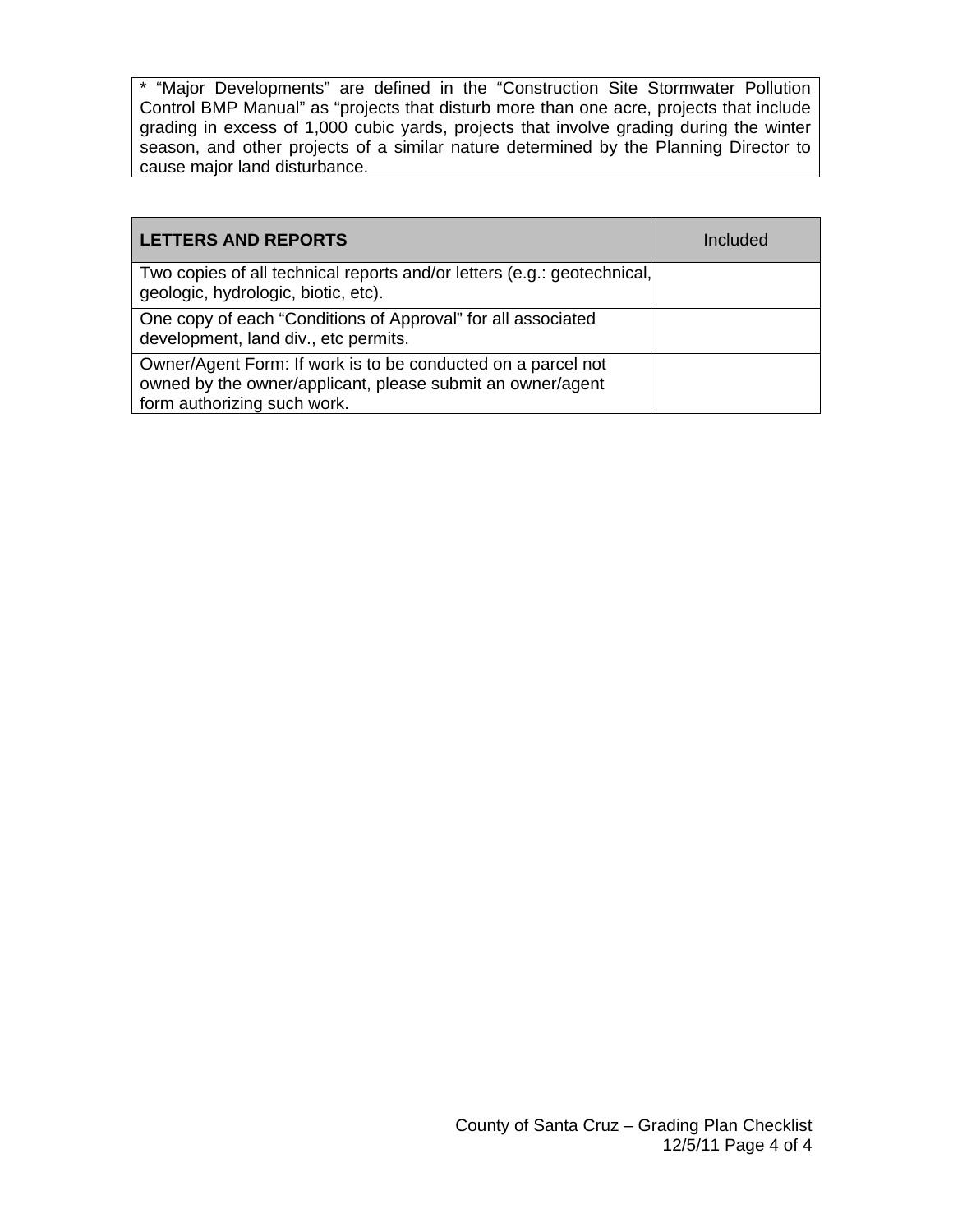* “Major Developments” are defined in the “Construction Site Stormwater Pollution Control BMP Manual” as “projects that disturb more than one acre, projects that include grading in excess of 1,000 cubic yards, projects that involve grading during the winter season, and other projects of a similar nature determined by the Planning Director to cause major land disturbance.

| **LETTERS AND REPORTS** | Included |
| --- | --- |
| Two copies of all technical reports and/or letters (e.g.: geotechnical, geologic, hydrologic, biotic, etc). | |
| One copy of each “Conditions of Approval” for all associated development, land div., etc permits. | |
| Owner/Agent Form: If work is to be conducted on a parcel not owned by the owner/applicant, please submit an owner/agent form authorizing such work. | |